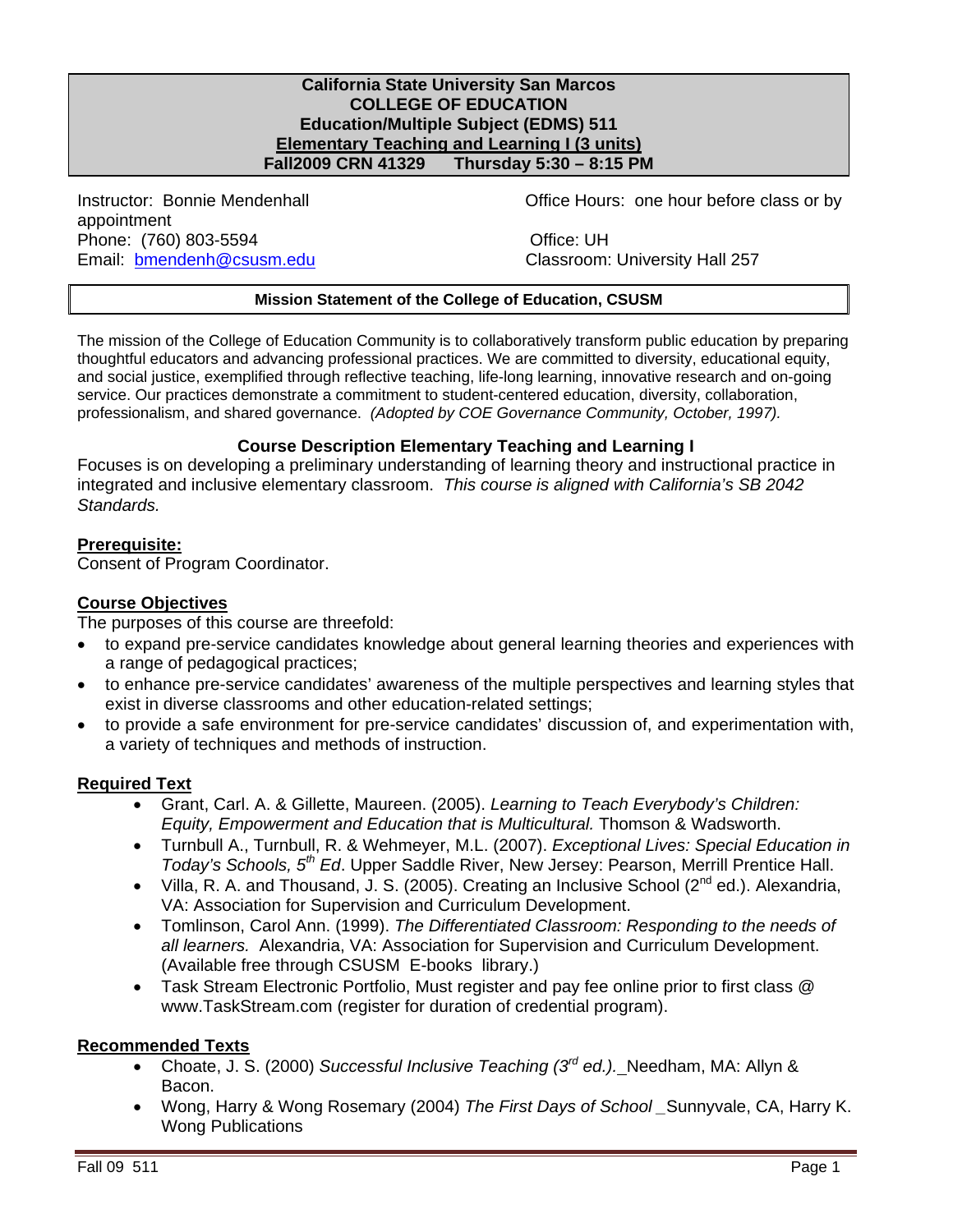**California State University San Marcos**
**COLLEGE OF EDUCATION**
**Education/Multiple Subject (EDMS) 511**
**Elementary Teaching and Learning I (3 units)**
**Fall2009 CRN 41329 Thursday 5:30 – 8:15 PM**

Instructor: Bonnie Mendenhall
Phone: (760) 803-5594
Email: bmendenh@csusm.edu

Office Hours: one hour before class or by appointment
Office: UH
Classroom: University Hall 257

**Mission Statement of the College of Education, CSUSM**

The mission of the College of Education Community is to collaboratively transform public education by preparing thoughtful educators and advancing professional practices. We are committed to diversity, educational equity, and social justice, exemplified through reflective teaching, life-long learning, innovative research and on-going service. Our practices demonstrate a commitment to student-centered education, diversity, collaboration, professionalism, and shared governance. *(Adopted by COE Governance Community, October, 1997).*

## Course Description Elementary Teaching and Learning I

Focuses is on developing a preliminary understanding of learning theory and instructional practice in integrated and inclusive elementary classroom. *This course is aligned with California's SB 2042 Standards.*

### Prerequisite:

Consent of Program Coordinator.

### Course Objectives

The purposes of this course are threefold:

- to expand pre-service candidates knowledge about general learning theories and experiences with a range of pedagogical practices;
- to enhance pre-service candidates' awareness of the multiple perspectives and learning styles that exist in diverse classrooms and other education-related settings;
- to provide a safe environment for pre-service candidates' discussion of, and experimentation with, a variety of techniques and methods of instruction.

### Required Text

- Grant, Carl. A. & Gillette, Maureen. (2005). *Learning to Teach Everybody's Children: Equity, Empowerment and Education that is Multicultural.* Thomson & Wadsworth.
- Turnbull A., Turnbull, R. & Wehmeyer, M.L. (2007). *Exceptional Lives: Special Education in Today's Schools, 5th Ed*. Upper Saddle River, New Jersey: Pearson, Merrill Prentice Hall.
- Villa, R. A. and Thousand, J. S. (2005). Creating an Inclusive School (2nd ed.). Alexandria, VA: Association for Supervision and Curriculum Development.
- Tomlinson, Carol Ann. (1999). *The Differentiated Classroom: Responding to the needs of all learners.* Alexandria, VA: Association for Supervision and Curriculum Development. (Available free through CSUSM E-books library.)
- Task Stream Electronic Portfolio, Must register and pay fee online prior to first class @ www.TaskStream.com (register for duration of credential program).

### Recommended Texts

- Choate, J. S. (2000) *Successful Inclusive Teaching (3rd ed.).* Needham, MA: Allyn & Bacon.
- Wong, Harry & Wong Rosemary (2004) *The First Days of School* Sunnyvale, CA, Harry K. Wong Publications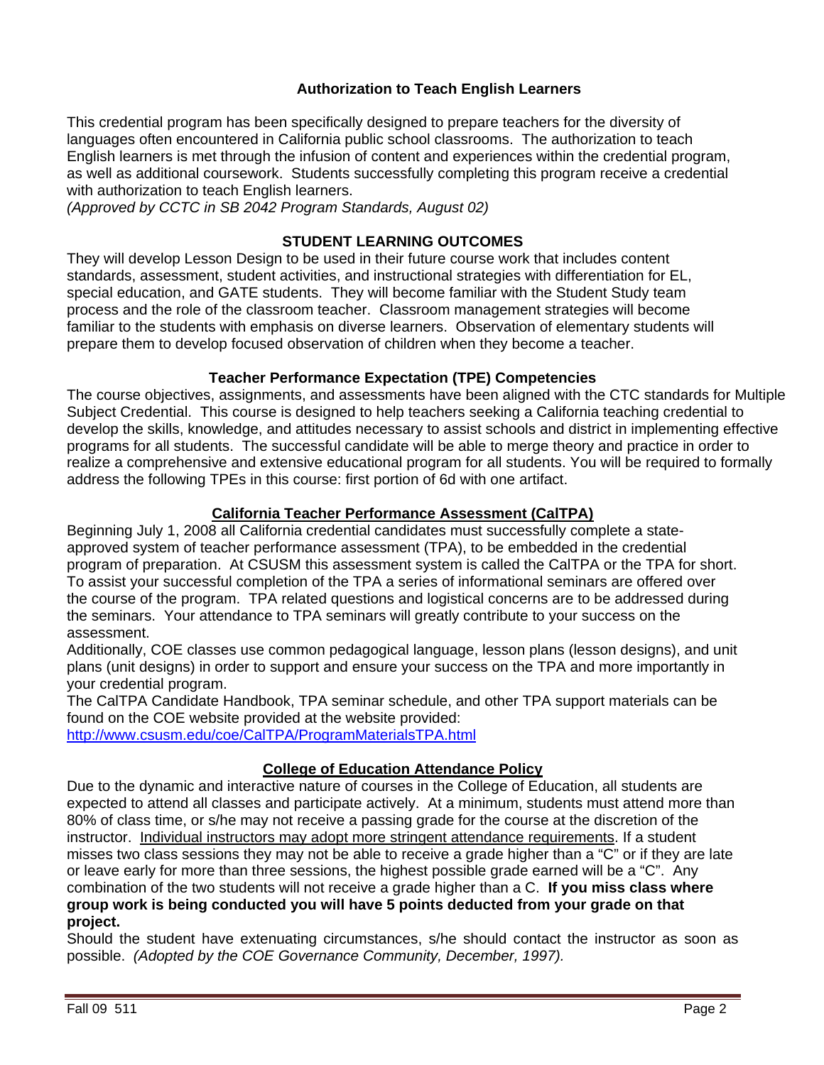## Authorization to Teach English Learners

This credential program has been specifically designed to prepare teachers for the diversity of languages often encountered in California public school classrooms. The authorization to teach English learners is met through the infusion of content and experiences within the credential program, as well as additional coursework. Students successfully completing this program receive a credential with authorization to teach English learners.
*(Approved by CCTC in SB 2042 Program Standards, August 02)*

## STUDENT LEARNING OUTCOMES

They will develop Lesson Design to be used in their future course work that includes content standards, assessment, student activities, and instructional strategies with differentiation for EL, special education, and GATE students. They will become familiar with the Student Study team process and the role of the classroom teacher. Classroom management strategies will become familiar to the students with emphasis on diverse learners. Observation of elementary students will prepare them to develop focused observation of children when they become a teacher.

## Teacher Performance Expectation (TPE) Competencies

The course objectives, assignments, and assessments have been aligned with the CTC standards for Multiple Subject Credential. This course is designed to help teachers seeking a California teaching credential to develop the skills, knowledge, and attitudes necessary to assist schools and district in implementing effective programs for all students. The successful candidate will be able to merge theory and practice in order to realize a comprehensive and extensive educational program for all students. You will be required to formally address the following TPEs in this course: first portion of 6d with one artifact.

## California Teacher Performance Assessment (CalTPA)

Beginning July 1, 2008 all California credential candidates must successfully complete a state-approved system of teacher performance assessment (TPA), to be embedded in the credential program of preparation. At CSUSM this assessment system is called the CalTPA or the TPA for short. To assist your successful completion of the TPA a series of informational seminars are offered over the course of the program. TPA related questions and logistical concerns are to be addressed during the seminars. Your attendance to TPA seminars will greatly contribute to your success on the assessment.

Additionally, COE classes use common pedagogical language, lesson plans (lesson designs), and unit plans (unit designs) in order to support and ensure your success on the TPA and more importantly in your credential program.

The CalTPA Candidate Handbook, TPA seminar schedule, and other TPA support materials can be found on the COE website provided at the website provided:
http://www.csusm.edu/coe/CalTPA/ProgramMaterialsTPA.html

## College of Education Attendance Policy

Due to the dynamic and interactive nature of courses in the College of Education, all students are expected to attend all classes and participate actively. At a minimum, students must attend more than 80% of class time, or s/he may not receive a passing grade for the course at the discretion of the instructor. Individual instructors may adopt more stringent attendance requirements. If a student misses two class sessions they may not be able to receive a grade higher than a "C" or if they are late or leave early for more than three sessions, the highest possible grade earned will be a "C". Any combination of the two students will not receive a grade higher than a C. **If you miss class where group work is being conducted you will have 5 points deducted from your grade on that project.**

Should the student have extenuating circumstances, s/he should contact the instructor as soon as possible. *(Adopted by the COE Governance Community, December, 1997).*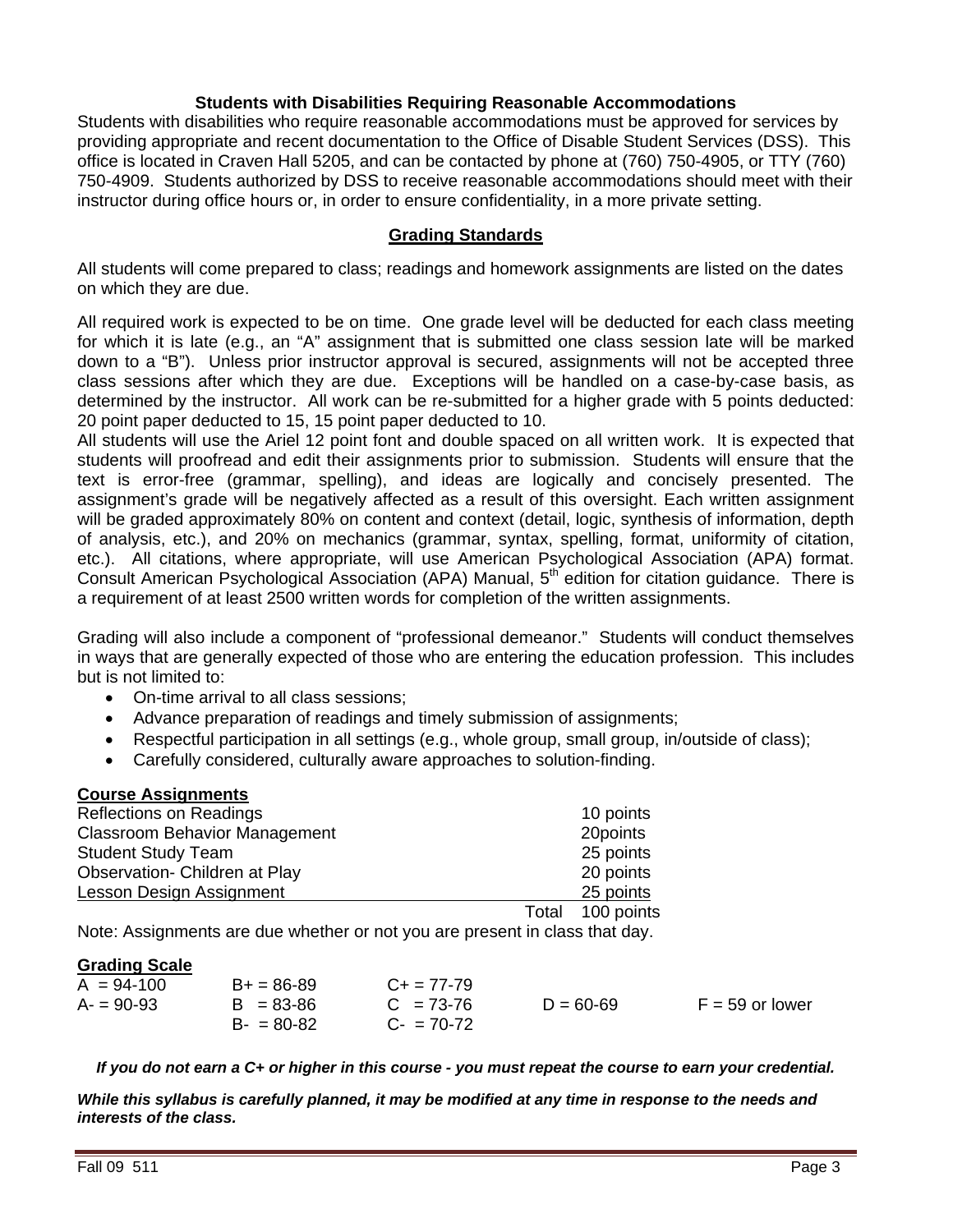### Students with Disabilities Requiring Reasonable Accommodations

Students with disabilities who require reasonable accommodations must be approved for services by providing appropriate and recent documentation to the Office of Disable Student Services (DSS). This office is located in Craven Hall 5205, and can be contacted by phone at (760) 750-4905, or TTY (760) 750-4909. Students authorized by DSS to receive reasonable accommodations should meet with their instructor during office hours or, in order to ensure confidentiality, in a more private setting.

## Grading Standards

All students will come prepared to class; readings and homework assignments are listed on the dates on which they are due.

All required work is expected to be on time. One grade level will be deducted for each class meeting for which it is late (e.g., an "A" assignment that is submitted one class session late will be marked down to a "B"). Unless prior instructor approval is secured, assignments will not be accepted three class sessions after which they are due. Exceptions will be handled on a case-by-case basis, as determined by the instructor. All work can be re-submitted for a higher grade with 5 points deducted: 20 point paper deducted to 15, 15 point paper deducted to 10.

All students will use the Ariel 12 point font and double spaced on all written work. It is expected that students will proofread and edit their assignments prior to submission. Students will ensure that the text is error-free (grammar, spelling), and ideas are logically and concisely presented. The assignment's grade will be negatively affected as a result of this oversight. Each written assignment will be graded approximately 80% on content and context (detail, logic, synthesis of information, depth of analysis, etc.), and 20% on mechanics (grammar, syntax, spelling, format, uniformity of citation, etc.). All citations, where appropriate, will use American Psychological Association (APA) format. Consult American Psychological Association (APA) Manual, 5th edition for citation guidance. There is a requirement of at least 2500 written words for completion of the written assignments.

Grading will also include a component of "professional demeanor." Students will conduct themselves in ways that are generally expected of those who are entering the education profession. This includes but is not limited to:

- On-time arrival to all class sessions;
- Advance preparation of readings and timely submission of assignments;
- Respectful participation in all settings (e.g., whole group, small group, in/outside of class);
- Carefully considered, culturally aware approaches to solution-finding.

**Course Assignments**

| Assignment | Points |
|---|---|
| Reflections on Readings | 10 points |
| Classroom Behavior Management | 20points |
| Student Study Team | 25 points |
| Observation- Children at Play | 20 points |
| Lesson Design Assignment | 25 points |
| Total | 100 points |

Note: Assignments are due whether or not you are present in class that day.

**Grading Scale**

| | | | | |
|---|---|---|---|---|
| A = 94-100 | B+ = 86-89 | C+ = 77-79 | | |
| A- = 90-93 | B = 83-86 | C = 73-76 | D = 60-69 | F = 59 or lower |
| | B- = 80-82 | C- = 70-72 | | |

***If you do not earn a C+ or higher in this course - you must repeat the course to earn your credential.***

***While this syllabus is carefully planned, it may be modified at any time in response to the needs and interests of the class.***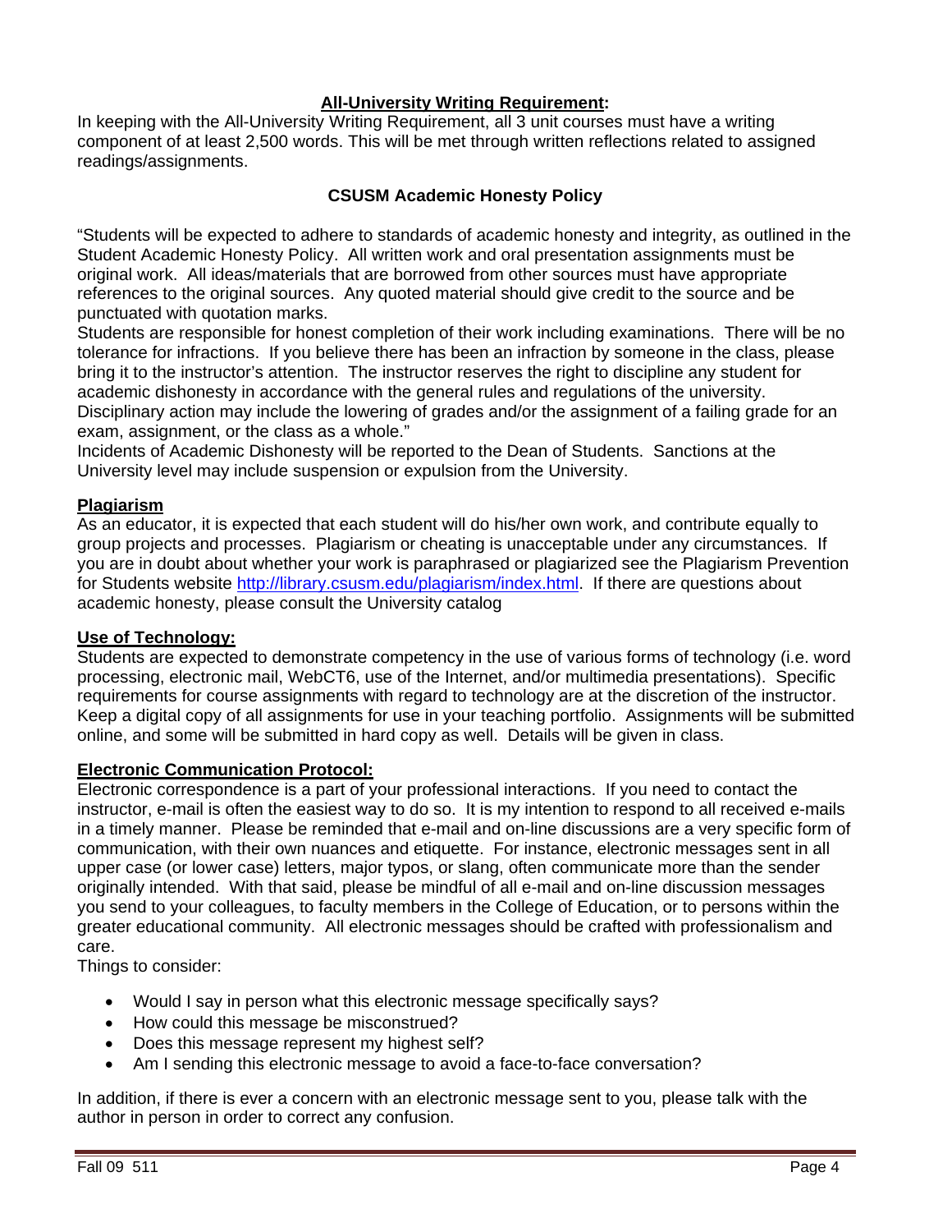## All-University Writing Requirement:

In keeping with the All-University Writing Requirement, all 3 unit courses must have a writing component of at least 2,500 words. This will be met through written reflections related to assigned readings/assignments.

## CSUSM Academic Honesty Policy

"Students will be expected to adhere to standards of academic honesty and integrity, as outlined in the Student Academic Honesty Policy. All written work and oral presentation assignments must be original work. All ideas/materials that are borrowed from other sources must have appropriate references to the original sources. Any quoted material should give credit to the source and be punctuated with quotation marks.

Students are responsible for honest completion of their work including examinations. There will be no tolerance for infractions. If you believe there has been an infraction by someone in the class, please bring it to the instructor's attention. The instructor reserves the right to discipline any student for academic dishonesty in accordance with the general rules and regulations of the university. Disciplinary action may include the lowering of grades and/or the assignment of a failing grade for an exam, assignment, or the class as a whole."

Incidents of Academic Dishonesty will be reported to the Dean of Students. Sanctions at the University level may include suspension or expulsion from the University.

### Plagiarism

As an educator, it is expected that each student will do his/her own work, and contribute equally to group projects and processes. Plagiarism or cheating is unacceptable under any circumstances. If you are in doubt about whether your work is paraphrased or plagiarized see the Plagiarism Prevention for Students website [http://library.csusm.edu/plagiarism/index.html](http://library.csusm.edu/plagiarism/index.html). If there are questions about academic honesty, please consult the University catalog

### Use of Technology:

Students are expected to demonstrate competency in the use of various forms of technology (i.e. word processing, electronic mail, WebCT6, use of the Internet, and/or multimedia presentations). Specific requirements for course assignments with regard to technology are at the discretion of the instructor. Keep a digital copy of all assignments for use in your teaching portfolio. Assignments will be submitted online, and some will be submitted in hard copy as well. Details will be given in class.

### Electronic Communication Protocol:

Electronic correspondence is a part of your professional interactions. If you need to contact the instructor, e-mail is often the easiest way to do so. It is my intention to respond to all received e-mails in a timely manner. Please be reminded that e-mail and on-line discussions are a very specific form of communication, with their own nuances and etiquette. For instance, electronic messages sent in all upper case (or lower case) letters, major typos, or slang, often communicate more than the sender originally intended. With that said, please be mindful of all e-mail and on-line discussion messages you send to your colleagues, to faculty members in the College of Education, or to persons within the greater educational community. All electronic messages should be crafted with professionalism and care.

Things to consider:

- Would I say in person what this electronic message specifically says?
- How could this message be misconstrued?
- Does this message represent my highest self?
- Am I sending this electronic message to avoid a face-to-face conversation?

In addition, if there is ever a concern with an electronic message sent to you, please talk with the author in person in order to correct any confusion.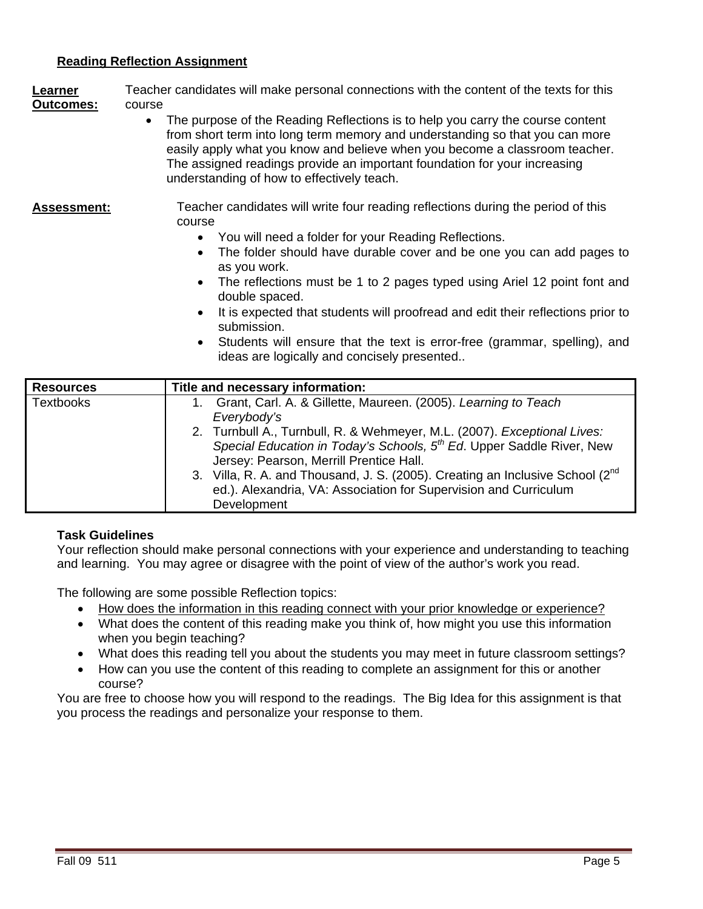**<u>Reading Reflection Assignment</u>**

**<u>Learner Outcomes:</u>** Teacher candidates will make personal connections with the content of the texts for this course

- The purpose of the Reading Reflections is to help you carry the course content from short term into long term memory and understanding so that you can more easily apply what you know and believe when you become a classroom teacher. The assigned readings provide an important foundation for your increasing understanding of how to effectively teach.

**<u>Assessment:</u>** Teacher candidates will write four reading reflections during the period of this course

- You will need a folder for your Reading Reflections.
- The folder should have durable cover and be one you can add pages to as you work.
- The reflections must be 1 to 2 pages typed using Ariel 12 point font and double spaced.
- It is expected that students will proofread and edit their reflections prior to submission.
- Students will ensure that the text is error-free (grammar, spelling), and ideas are logically and concisely presented..

| Resources | Title and necessary information: |
| --- | --- |
| Textbooks | 1. Grant, Carl. A. & Gillette, Maureen. (2005). *Learning to Teach Everybody's*<br>2. Turnbull A., Turnbull, R. & Wehmeyer, M.L. (2007). *Exceptional Lives: Special Education in Today's Schools, 5th Ed*. Upper Saddle River, New Jersey: Pearson, Merrill Prentice Hall.<br>3. Villa, R. A. and Thousand, J. S. (2005). Creating an Inclusive School (2nd ed.). Alexandria, VA: Association for Supervision and Curriculum Development |

**Task Guidelines**

Your reflection should make personal connections with your experience and understanding to teaching and learning. You may agree or disagree with the point of view of the author's work you read.

The following are some possible Reflection topics:

- <u>How does the information in this reading connect with your prior knowledge or experience?</u>
- What does the content of this reading make you think of, how might you use this information when you begin teaching?
- What does this reading tell you about the students you may meet in future classroom settings?
- How can you use the content of this reading to complete an assignment for this or another course?

You are free to choose how you will respond to the readings. The Big Idea for this assignment is that you process the readings and personalize your response to them.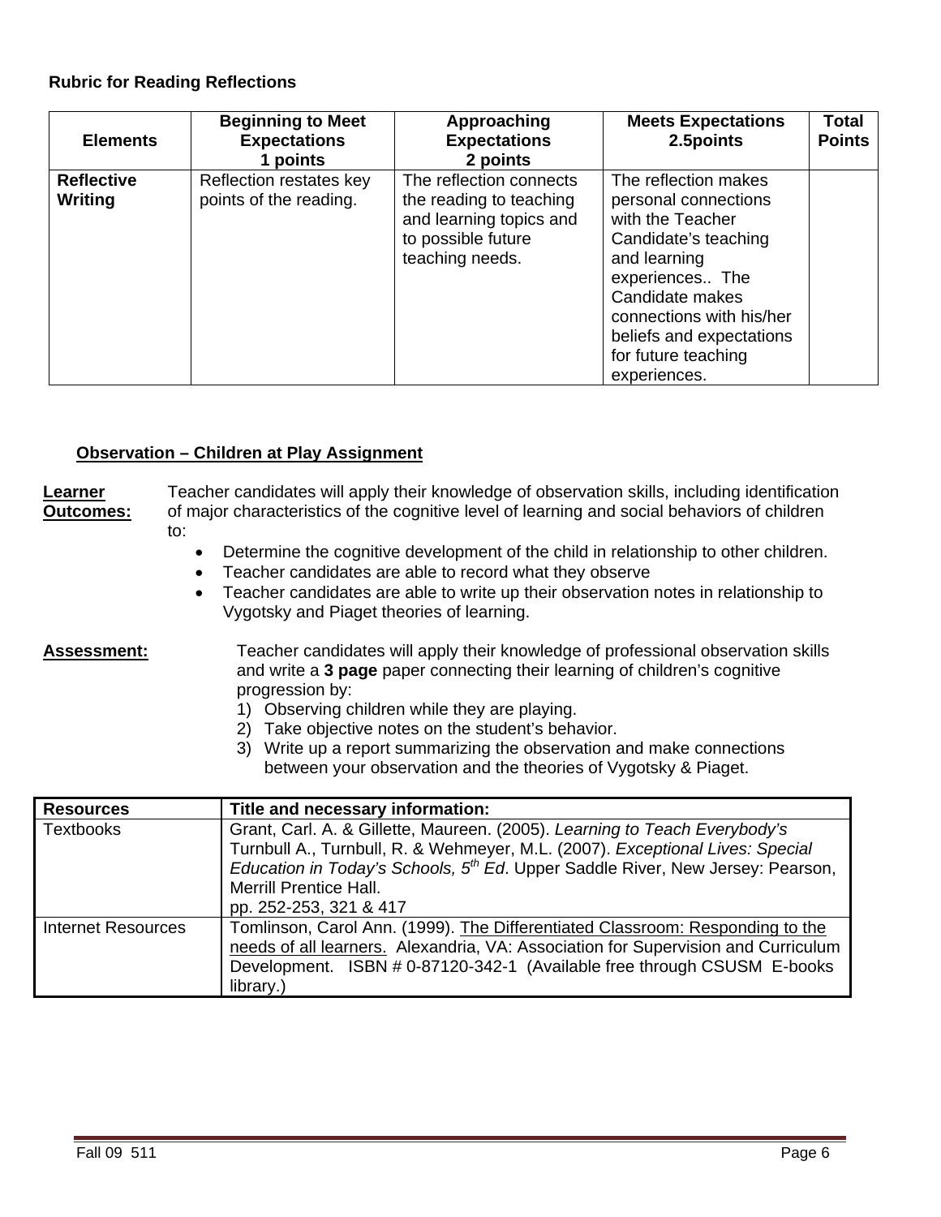**Rubric for Reading Reflections**

| Elements | Beginning to Meet Expectations 1 points | Approaching Expectations 2 points | Meets Expectations 2.5points | Total Points |
|---|---|---|---|---|
| **Reflective Writing** | Reflection restates key points of the reading. | The reflection connects the reading to teaching and learning topics and to possible future teaching needs. | The reflection makes personal connections with the Teacher Candidate's teaching and learning experiences.. The Candidate makes connections with his/her beliefs and expectations for future teaching experiences. | |

**Observation – Children at Play Assignment**

**Learner Outcomes:** Teacher candidates will apply their knowledge of observation skills, including identification of major characteristics of the cognitive level of learning and social behaviors of children to:

- Determine the cognitive development of the child in relationship to other children.
- Teacher candidates are able to record what they observe
- Teacher candidates are able to write up their observation notes in relationship to Vygotsky and Piaget theories of learning.

**Assessment:** Teacher candidates will apply their knowledge of professional observation skills and write a **3 page** paper connecting their learning of children's cognitive progression by:

1) Observing children while they are playing.
2) Take objective notes on the student's behavior.
3) Write up a report summarizing the observation and make connections between your observation and the theories of Vygotsky & Piaget.

| Resources | Title and necessary information: |
|---|---|
| Textbooks | Grant, Carl. A. & Gillette, Maureen. (2005). *Learning to Teach Everybody's* Turnbull A., Turnbull, R. & Wehmeyer, M.L. (2007). *Exceptional Lives: Special Education in Today's Schools, 5th Ed*. Upper Saddle River, New Jersey: Pearson, Merrill Prentice Hall. pp. 252-253, 321 & 417 |
| Internet Resources | Tomlinson, Carol Ann. (1999). The Differentiated Classroom: Responding to the needs of all learners. Alexandria, VA: Association for Supervision and Curriculum Development. ISBN # 0-87120-342-1 (Available free through CSUSM E-books library.) |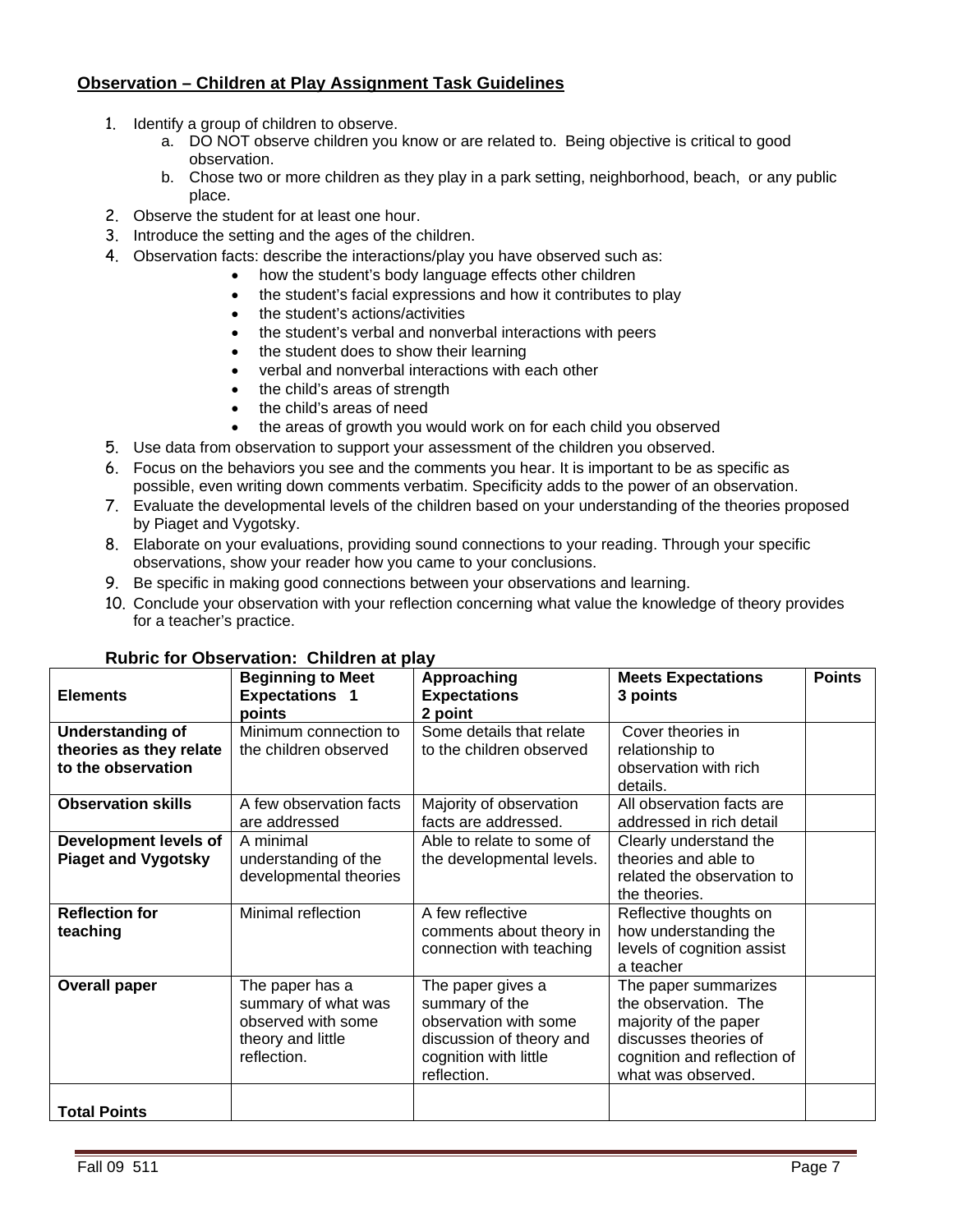## Observation – Children at Play Assignment Task Guidelines

1. Identify a group of children to observe.
   a. DO NOT observe children you know or are related to. Being objective is critical to good observation.
   b. Chose two or more children as they play in a park setting, neighborhood, beach, or any public place.
2. Observe the student for at least one hour.
3. Introduce the setting and the ages of the children.
4. Observation facts: describe the interactions/play you have observed such as:
   - how the student's body language effects other children
   - the student's facial expressions and how it contributes to play
   - the student's actions/activities
   - the student's verbal and nonverbal interactions with peers
   - the student does to show their learning
   - verbal and nonverbal interactions with each other
   - the child's areas of strength
   - the child's areas of need
   - the areas of growth you would work on for each child you observed
5. Use data from observation to support your assessment of the children you observed.
6. Focus on the behaviors you see and the comments you hear. It is important to be as specific as possible, even writing down comments verbatim. Specificity adds to the power of an observation.
7. Evaluate the developmental levels of the children based on your understanding of the theories proposed by Piaget and Vygotsky.
8. Elaborate on your evaluations, providing sound connections to your reading. Through your specific observations, show your reader how you came to your conclusions.
9. Be specific in making good connections between your observations and learning.
10. Conclude your observation with your reflection concerning what value the knowledge of theory provides for a teacher's practice.

### Rubric for Observation: Children at play

| Elements | Beginning to Meet Expectations 1 points | Approaching Expectations 2 point | Meets Expectations 3 points | Points |
|---|---|---|---|---|
| **Understanding of theories as they relate to the observation** | Minimum connection to the children observed | Some details that relate to the children observed | Cover theories in relationship to observation with rich details. | |
| **Observation skills** | A few observation facts are addressed | Majority of observation facts are addressed. | All observation facts are addressed in rich detail | |
| **Development levels of Piaget and Vygotsky** | A minimal understanding of the developmental theories | Able to relate to some of the developmental levels. | Clearly understand the theories and able to related the observation to the theories. | |
| **Reflection for teaching** | Minimal reflection | A few reflective comments about theory in connection with teaching | Reflective thoughts on how understanding the levels of cognition assist a teacher | |
| **Overall paper** | The paper has a summary of what was observed with some theory and little reflection. | The paper gives a summary of the observation with some discussion of theory and cognition with little reflection. | The paper summarizes the observation. The majority of the paper discusses theories of cognition and reflection of what was observed. | |
| **Total Points** | | | | |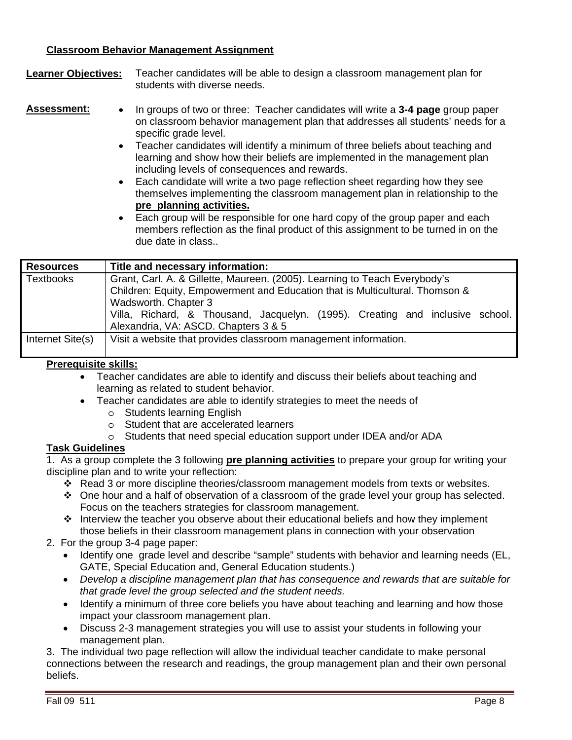**Classroom Behavior Management Assignment**

**Learner Objectives:** Teacher candidates will be able to design a classroom management plan for students with diverse needs.

**Assessment:**

- In groups of two or three: Teacher candidates will write a **3-4 page** group paper on classroom behavior management plan that addresses all students' needs for a specific grade level.
- Teacher candidates will identify a minimum of three beliefs about teaching and learning and show how their beliefs are implemented in the management plan including levels of consequences and rewards.
- Each candidate will write a two page reflection sheet regarding how they see themselves implementing the classroom management plan in relationship to the **pre planning activities.**
- Each group will be responsible for one hard copy of the group paper and each members reflection as the final product of this assignment to be turned in on the due date in class..

| Resources | Title and necessary information: |
|---|---|
| Textbooks | Grant, Carl. A. & Gillette, Maureen. (2005). Learning to Teach Everybody's Children: Equity, Empowerment and Education that is Multicultural. Thomson & Wadsworth. Chapter 3<br>Villa, Richard, & Thousand, Jacquelyn. (1995). Creating and inclusive school. Alexandria, VA: ASCD. Chapters 3 & 5 |
| Internet Site(s) | Visit a website that provides classroom management information. |

**Prerequisite skills:**

- Teacher candidates are able to identify and discuss their beliefs about teaching and learning as related to student behavior.
- Teacher candidates are able to identify strategies to meet the needs of
  - Students learning English
  - Student that are accelerated learners
  - Students that need special education support under IDEA and/or ADA

**Task Guidelines**

1. As a group complete the 3 following **pre planning activities** to prepare your group for writing your discipline plan and to write your reflection:
   - Read 3 or more discipline theories/classroom management models from texts or websites.
   - One hour and a half of observation of a classroom of the grade level your group has selected. Focus on the teachers strategies for classroom management.
   - Interview the teacher you observe about their educational beliefs and how they implement those beliefs in their classroom management plans in connection with your observation
2. For the group 3-4 page paper:
   - Identify one grade level and describe "sample" students with behavior and learning needs (EL, GATE, Special Education and, General Education students.)
   - *Develop a discipline management plan that has consequence and rewards that are suitable for that grade level the group selected and the student needs.*
   - Identify a minimum of three core beliefs you have about teaching and learning and how those impact your classroom management plan.
   - Discuss 2-3 management strategies you will use to assist your students in following your management plan.
3. The individual two page reflection will allow the individual teacher candidate to make personal connections between the research and readings, the group management plan and their own personal beliefs.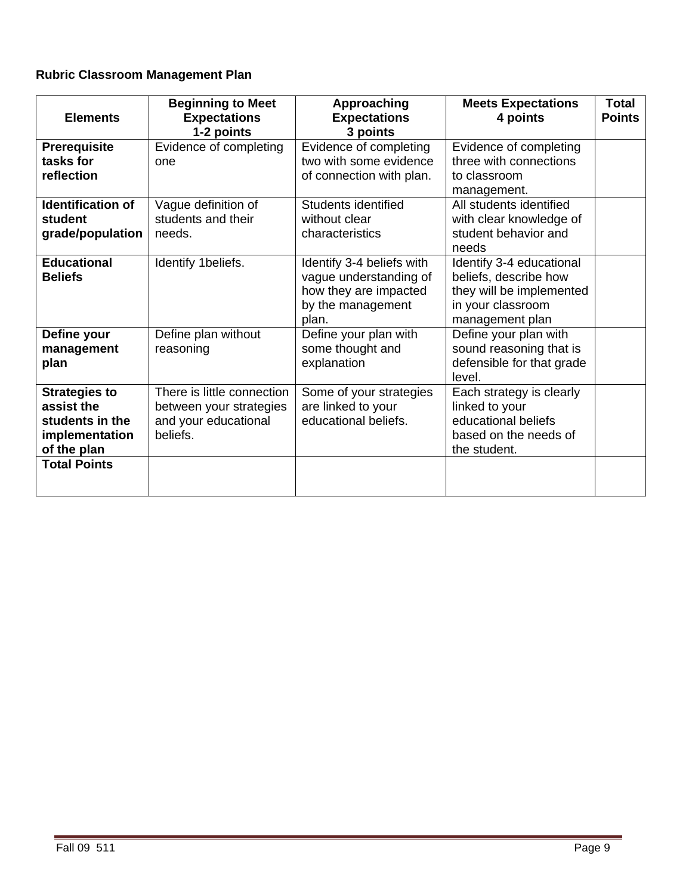**Rubric Classroom Management Plan**

| Elements | Beginning to Meet Expectations 1-2 points | Approaching Expectations 3 points | Meets Expectations 4 points | Total Points |
|---|---|---|---|---|
| **Prerequisite tasks for reflection** | Evidence of completing one | Evidence of completing two with some evidence of connection with plan. | Evidence of completing three with connections to classroom management. | |
| **Identification of student grade/population** | Vague definition of students and their needs. | Students identified without clear characteristics | All students identified with clear knowledge of student behavior and needs | |
| **Educational Beliefs** | Identify 1beliefs. | Identify 3-4 beliefs with vague understanding of how they are impacted by the management plan. | Identify 3-4 educational beliefs, describe how they will be implemented in your classroom management plan | |
| **Define your management plan** | Define plan without reasoning | Define your plan with some thought and explanation | Define your plan with sound reasoning that is defensible for that grade level. | |
| **Strategies to assist the students in the implementation of the plan** | There is little connection between your strategies and your educational beliefs. | Some of your strategies are linked to your educational beliefs. | Each strategy is clearly linked to your educational beliefs based on the needs of the student. | |
| **Total Points** | | | | |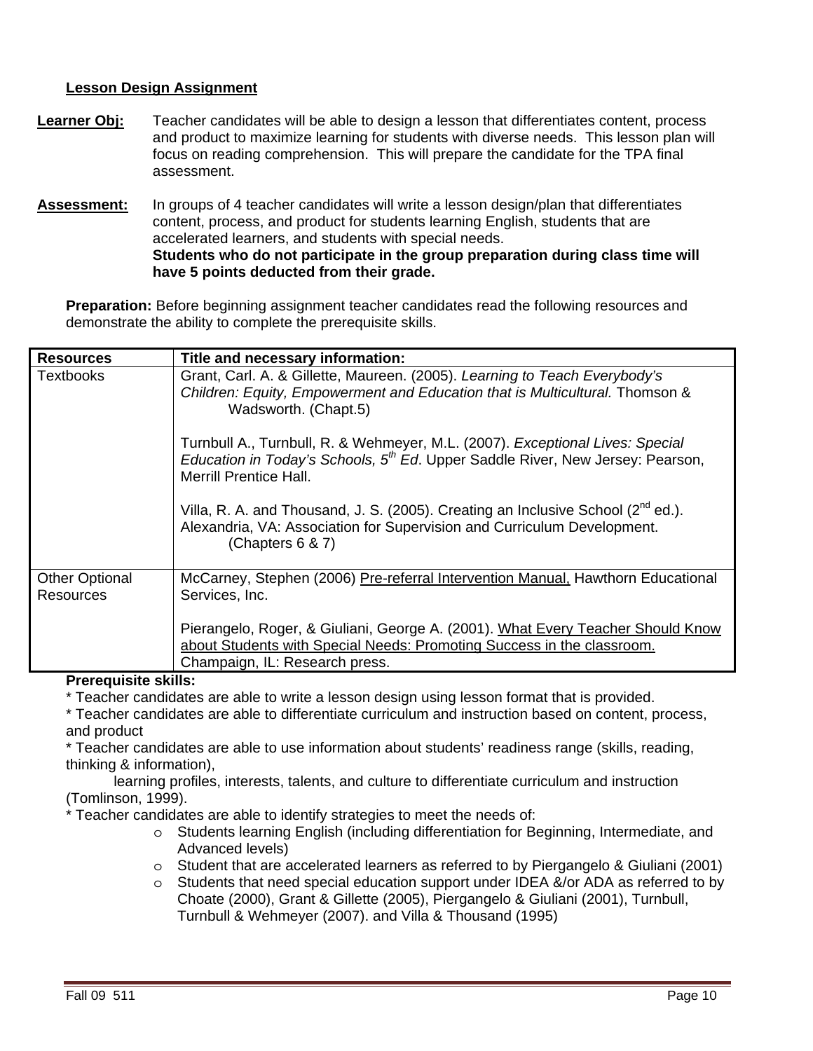## Lesson Design Assignment

**Learner Obj:** Teacher candidates will be able to design a lesson that differentiates content, process and product to maximize learning for students with diverse needs. This lesson plan will focus on reading comprehension. This will prepare the candidate for the TPA final assessment.

**Assessment:** In groups of 4 teacher candidates will write a lesson design/plan that differentiates content, process, and product for students learning English, students that are accelerated learners, and students with special needs.
**Students who do not participate in the group preparation during class time will have 5 points deducted from their grade.**

**Preparation:** Before beginning assignment teacher candidates read the following resources and demonstrate the ability to complete the prerequisite skills.

| Resources | Title and necessary information: |
|---|---|
| Textbooks | Grant, Carl. A. & Gillette, Maureen. (2005). *Learning to Teach Everybody's Children: Equity, Empowerment and Education that is Multicultural.* Thomson & Wadsworth. (Chapt.5)<br><br>Turnbull A., Turnbull, R. & Wehmeyer, M.L. (2007). *Exceptional Lives: Special Education in Today's Schools, 5th Ed*. Upper Saddle River, New Jersey: Pearson, Merrill Prentice Hall.<br><br>Villa, R. A. and Thousand, J. S. (2005). Creating an Inclusive School (2nd ed.). Alexandria, VA: Association for Supervision and Curriculum Development. (Chapters 6 & 7) |
| Other Optional Resources | McCarney, Stephen (2006) Pre-referral Intervention Manual, Hawthorn Educational Services, Inc.<br><br>Pierangelo, Roger, & Giuliani, George A. (2001). What Every Teacher Should Know about Students with Special Needs: Promoting Success in the classroom. Champaign, IL: Research press. |

**Prerequisite skills:**

* Teacher candidates are able to write a lesson design using lesson format that is provided.
* Teacher candidates are able to differentiate curriculum and instruction based on content, process, and product
* Teacher candidates are able to use information about students' readiness range (skills, reading, thinking & information), learning profiles, interests, talents, and culture to differentiate curriculum and instruction (Tomlinson, 1999).
* Teacher candidates are able to identify strategies to meet the needs of:
    - Students learning English (including differentiation for Beginning, Intermediate, and Advanced levels)
    - Student that are accelerated learners as referred to by Piergangelo & Giuliani (2001)
    - Students that need special education support under IDEA &/or ADA as referred to by Choate (2000), Grant & Gillette (2005), Piergangelo & Giuliani (2001), Turnbull, Turnbull & Wehmeyer (2007). and Villa & Thousand (1995)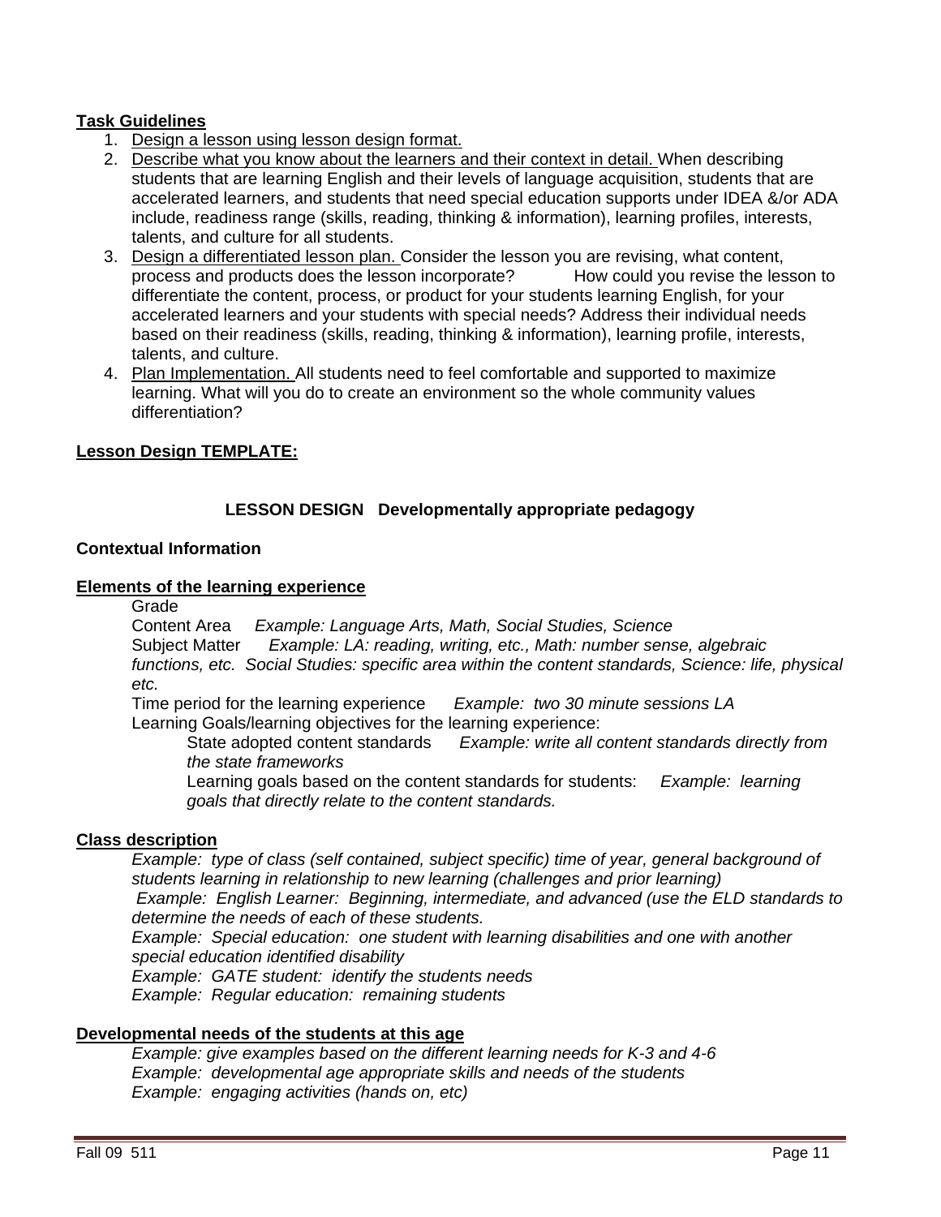**Task Guidelines**

1. Design a lesson using lesson design format.
2. Describe what you know about the learners and their context in detail. When describing students that are learning English and their levels of language acquisition, students that are accelerated learners, and students that need special education supports under IDEA &/or ADA include, readiness range (skills, reading, thinking & information), learning profiles, interests, talents, and culture for all students.
3. Design a differentiated lesson plan. Consider the lesson you are revising, what content, process and products does the lesson incorporate? How could you revise the lesson to differentiate the content, process, or product for your students learning English, for your accelerated learners and your students with special needs? Address their individual needs based on their readiness (skills, reading, thinking & information), learning profile, interests, talents, and culture.
4. Plan Implementation. All students need to feel comfortable and supported to maximize learning. What will you do to create an environment so the whole community values differentiation?

**Lesson Design TEMPLATE:**

**LESSON DESIGN Developmentally appropriate pedagogy**

**Contextual Information**

**Elements of the learning experience**

Grade
Content Area *Example: Language Arts, Math, Social Studies, Science*
Subject Matter *Example: LA: reading, writing, etc., Math: number sense, algebraic functions, etc. Social Studies: specific area within the content standards, Science: life, physical etc.*
Time period for the learning experience *Example: two 30 minute sessions LA*
Learning Goals/learning objectives for the learning experience:

State adopted content standards *Example: write all content standards directly from the state frameworks*
Learning goals based on the content standards for students: *Example: learning goals that directly relate to the content standards.*

**Class description**

*Example: type of class (self contained, subject specific) time of year, general background of students learning in relationship to new learning (challenges and prior learning)*
*Example: English Learner: Beginning, intermediate, and advanced (use the ELD standards to determine the needs of each of these students.*
*Example: Special education: one student with learning disabilities and one with another special education identified disability*
*Example: GATE student: identify the students needs*
*Example: Regular education: remaining students*

**Developmental needs of the students at this age**

*Example: give examples based on the different learning needs for K-3 and 4-6*
*Example: developmental age appropriate skills and needs of the students*
*Example: engaging activities (hands on, etc)*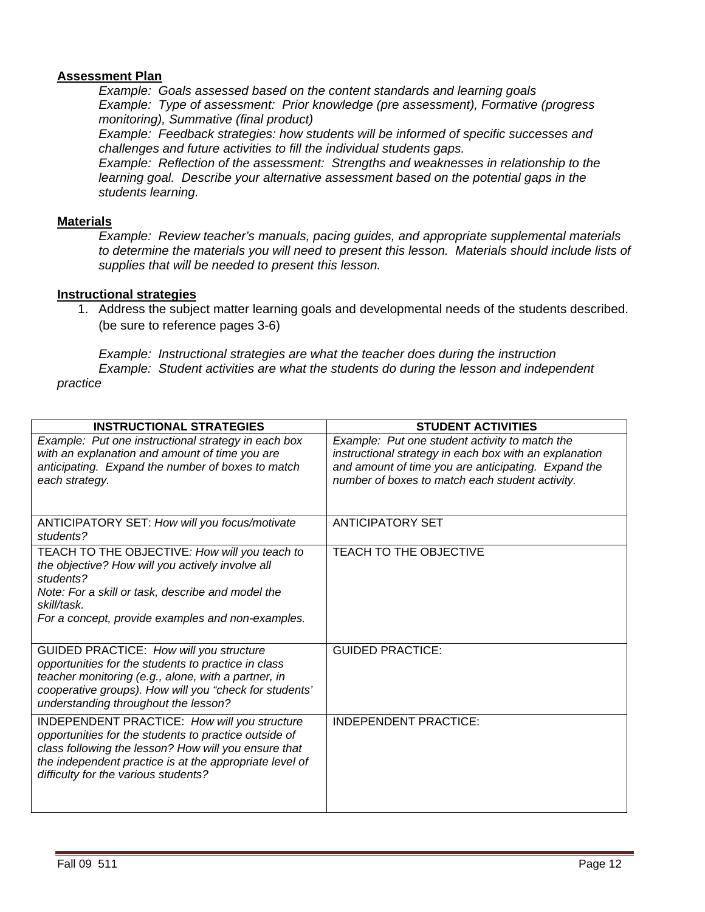**Assessment Plan**

*Example: Goals assessed based on the content standards and learning goals*
*Example: Type of assessment: Prior knowledge (pre assessment), Formative (progress monitoring), Summative (final product)*
*Example: Feedback strategies: how students will be informed of specific successes and challenges and future activities to fill the individual students gaps.*
*Example: Reflection of the assessment: Strengths and weaknesses in relationship to the learning goal. Describe your alternative assessment based on the potential gaps in the students learning.*

**Materials**

*Example: Review teacher's manuals, pacing guides, and appropriate supplemental materials to determine the materials you will need to present this lesson. Materials should include lists of supplies that will be needed to present this lesson.*

**Instructional strategies**

1. Address the subject matter learning goals and developmental needs of the students described. (be sure to reference pages 3-6)

*Example: Instructional strategies are what the teacher does during the instruction*
*Example: Student activities are what the students do during the lesson and independent practice*

| INSTRUCTIONAL STRATEGIES | STUDENT ACTIVITIES |
|---|---|
| *Example: Put one instructional strategy in each box with an explanation and amount of time you are anticipating. Expand the number of boxes to match each strategy.* | *Example: Put one student activity to match the instructional strategy in each box with an explanation and amount of time you are anticipating. Expand the number of boxes to match each student activity.* |
| ANTICIPATORY SET: *How will you focus/motivate students?* | ANTICIPATORY SET |
| TEACH TO THE OBJECTIVE*: How will you teach to the objective? How will you actively involve all students?* *Note: For a skill or task, describe and model the skill/task.* *For a concept, provide examples and non-examples.* | TEACH TO THE OBJECTIVE |
| GUIDED PRACTICE: *How will you structure opportunities for the students to practice in class teacher monitoring (e.g., alone, with a partner, in cooperative groups). How will you "check for students' understanding throughout the lesson?* | GUIDED PRACTICE: |
| INDEPENDENT PRACTICE: *How will you structure opportunities for the students to practice outside of class following the lesson? How will you ensure that the independent practice is at the appropriate level of difficulty for the various students?* | INDEPENDENT PRACTICE: |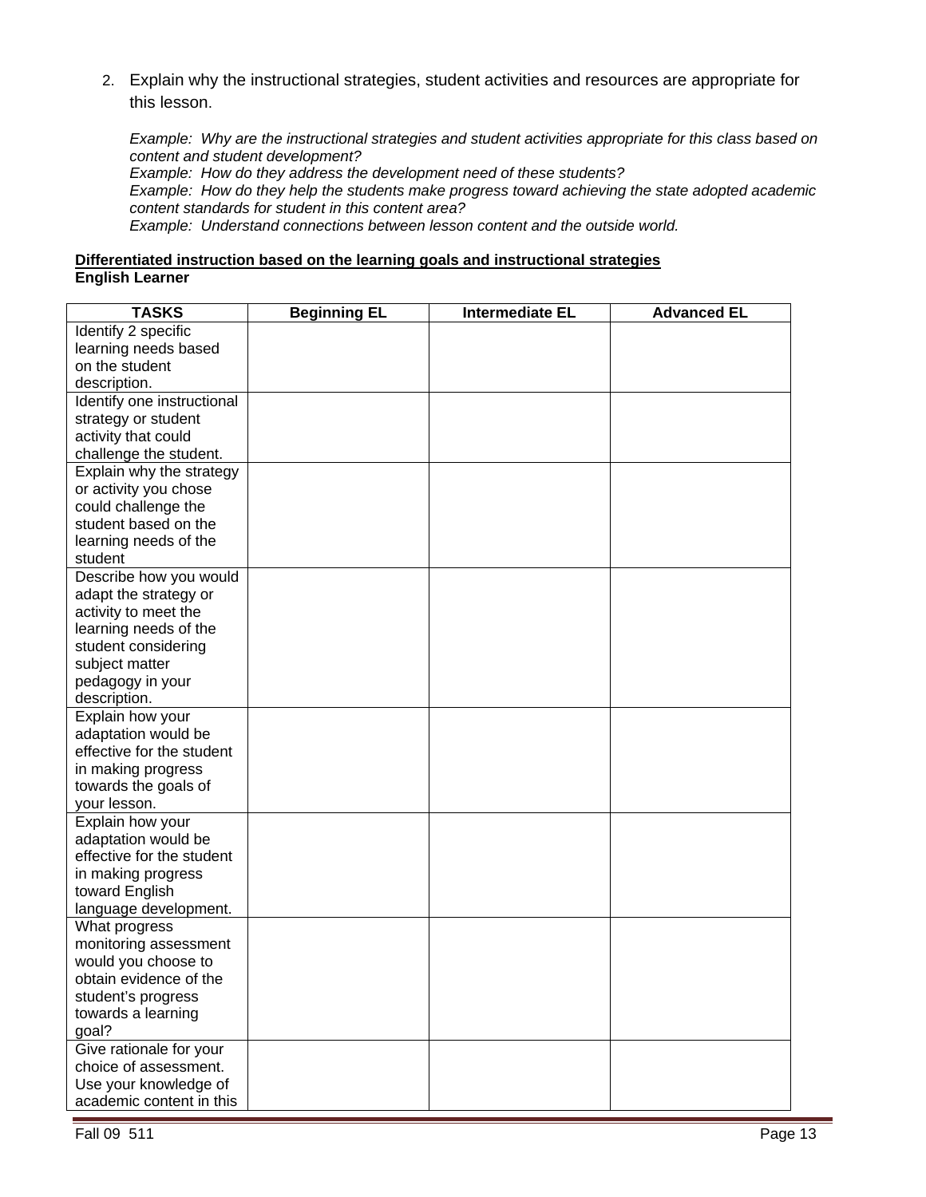2. Explain why the instructional strategies, student activities and resources are appropriate for this lesson.

   *Example: Why are the instructional strategies and student activities appropriate for this class based on content and student development?*
   *Example: How do they address the development need of these students?*
   *Example: How do they help the students make progress toward achieving the state adopted academic content standards for student in this content area?*
   *Example: Understand connections between lesson content and the outside world.*

**<u>Differentiated instruction based on the learning goals and instructional strategies</u>**
**English Learner**

| TASKS | Beginning EL | Intermediate EL | Advanced EL |
|---|---|---|---|
| Identify 2 specific learning needs based on the student description. | | | |
| Identify one instructional strategy or student activity that could challenge the student. | | | |
| Explain why the strategy or activity you chose could challenge the student based on the learning needs of the student | | | |
| Describe how you would adapt the strategy or activity to meet the learning needs of the student considering subject matter pedagogy in your description. | | | |
| Explain how your adaptation would be effective for the student in making progress towards the goals of your lesson. | | | |
| Explain how your adaptation would be effective for the student in making progress toward English language development. | | | |
| What progress monitoring assessment would you choose to obtain evidence of the student's progress towards a learning goal? | | | |
| Give rationale for your choice of assessment. Use your knowledge of academic content in this | | | |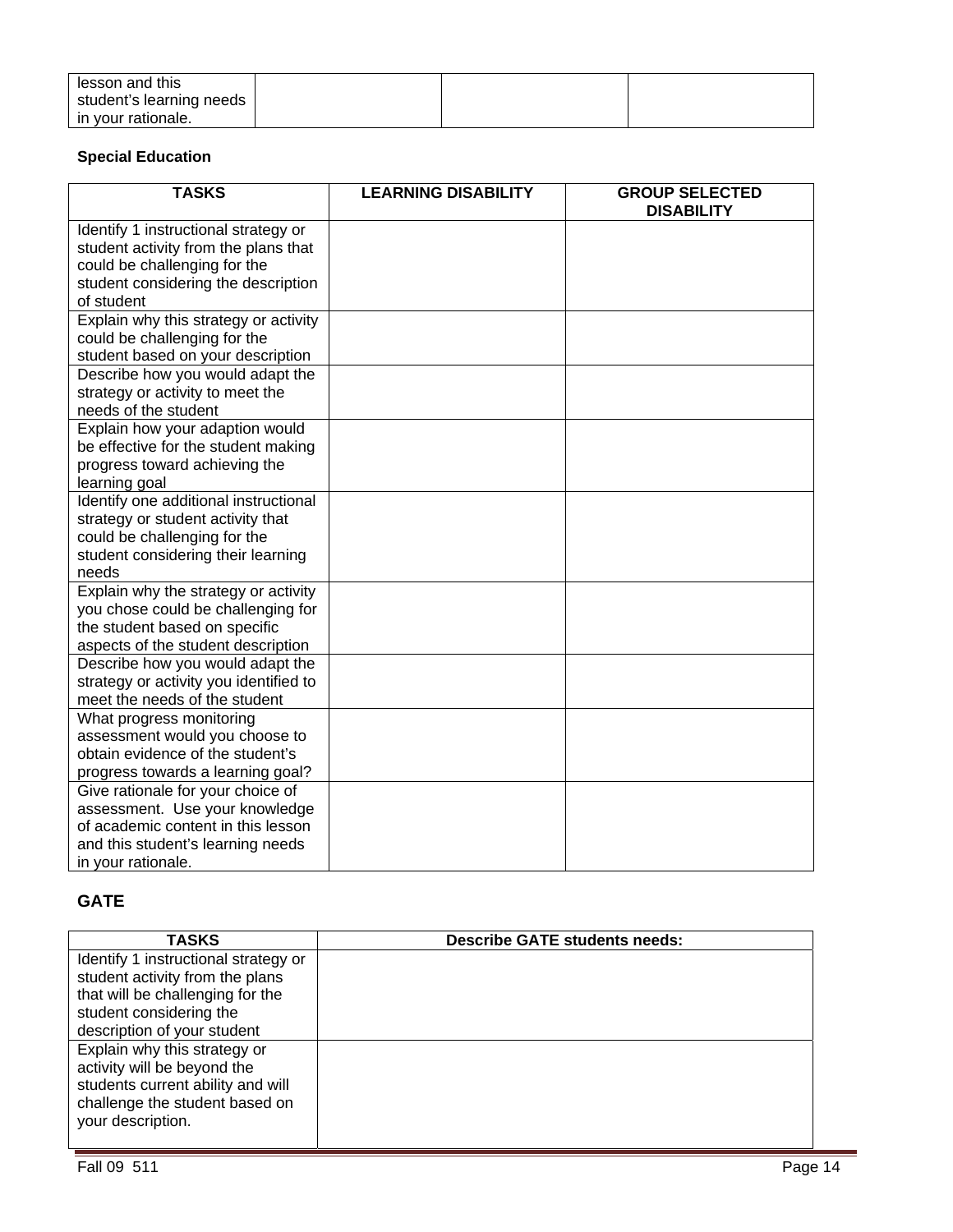| lesson and this student's learning needs in your rationale. | | | |
|---|---|---|---|

**Special Education**

| TASKS | LEARNING DISABILITY | GROUP SELECTED DISABILITY |
|---|---|---|
| Identify 1 instructional strategy or student activity from the plans that could be challenging for the student considering the description of student | | |
| Explain why this strategy or activity could be challenging for the student based on your description | | |
| Describe how you would adapt the strategy or activity to meet the needs of the student | | |
| Explain how your adaption would be effective for the student making progress toward achieving the learning goal | | |
| Identify one additional instructional strategy or student activity that could be challenging for the student considering their learning needs | | |
| Explain why the strategy or activity you chose could be challenging for the student based on specific aspects of the student description | | |
| Describe how you would adapt the strategy or activity you identified to meet the needs of the student | | |
| What progress monitoring assessment would you choose to obtain evidence of the student's progress towards a learning goal? | | |
| Give rationale for your choice of assessment. Use your knowledge of academic content in this lesson and this student's learning needs in your rationale. | | |

**GATE**

| TASKS | Describe GATE students needs: |
|---|---|
| Identify 1 instructional strategy or student activity from the plans that will be challenging for the student considering the description of your student | |
| Explain why this strategy or activity will be beyond the students current ability and will challenge the student based on your description. | |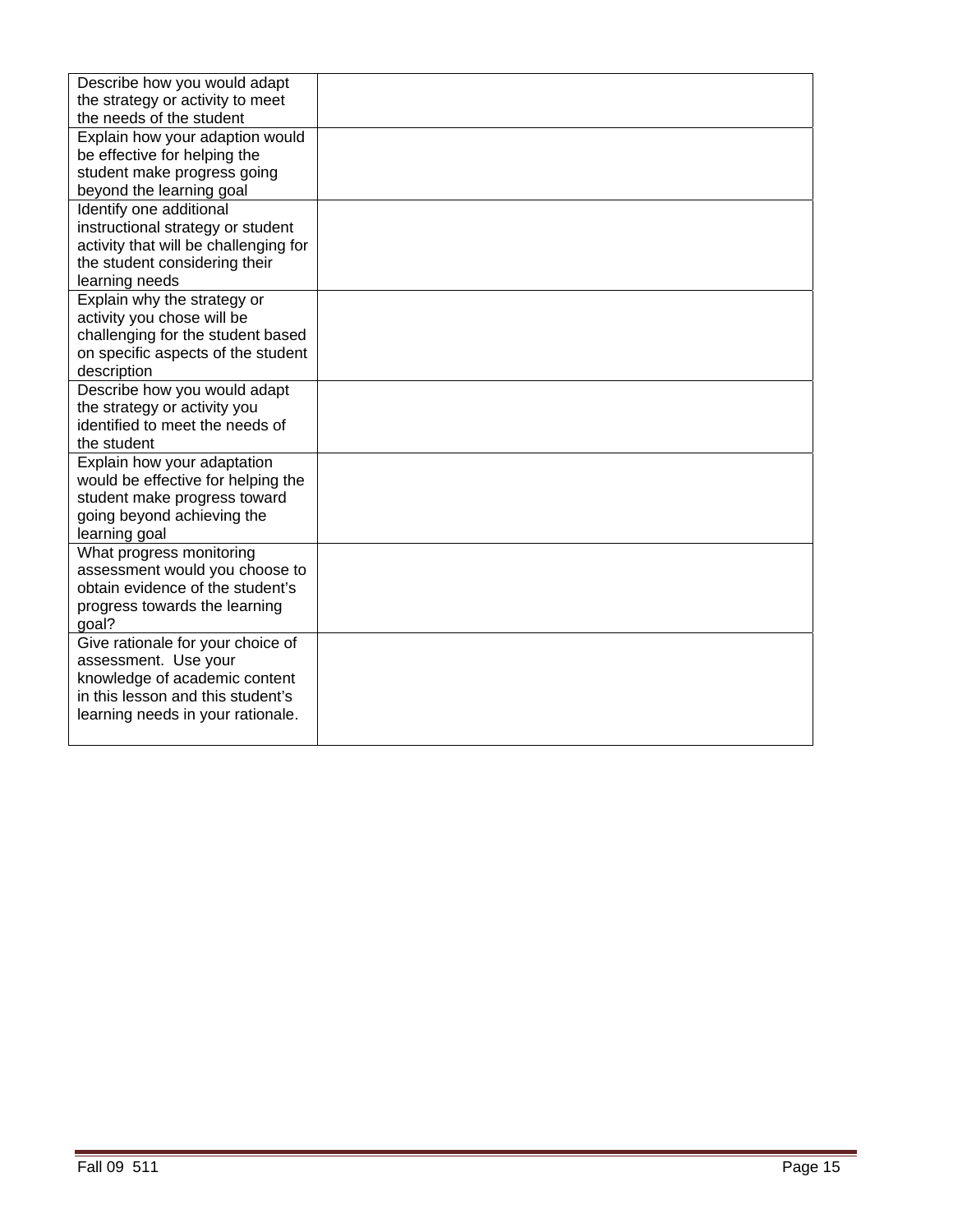| | |
|---|---|
| Describe how you would adapt the strategy or activity to meet the needs of the student | |
| Explain how your adaption would be effective for helping the student make progress going beyond the learning goal | |
| Identify one additional instructional strategy or student activity that will be challenging for the student considering their learning needs | |
| Explain why the strategy or activity you chose will be challenging for the student based on specific aspects of the student description | |
| Describe how you would adapt the strategy or activity you identified to meet the needs of the student | |
| Explain how your adaptation would be effective for helping the student make progress toward going beyond achieving the learning goal | |
| What progress monitoring assessment would you choose to obtain evidence of the student's progress towards the learning goal? | |
| Give rationale for your choice of assessment. Use your knowledge of academic content in this lesson and this student's learning needs in your rationale. | |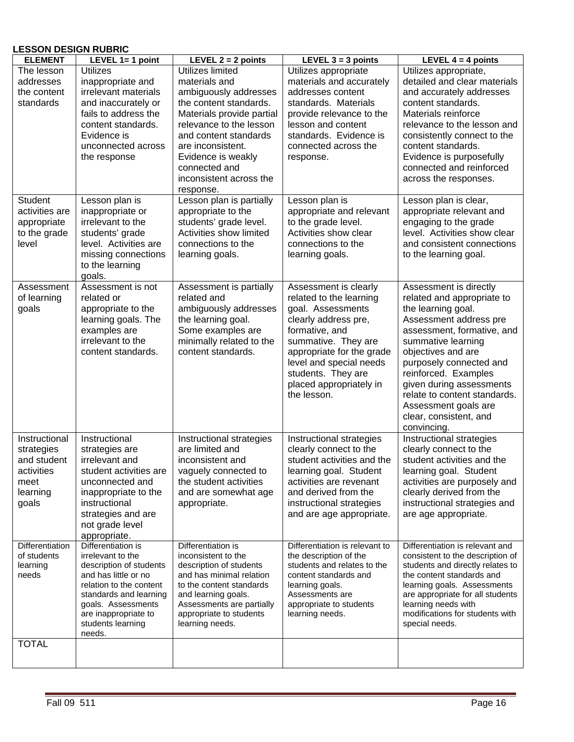**LESSON DESIGN RUBRIC**

| ELEMENT | LEVEL 1= 1 point | LEVEL 2 = 2 points | LEVEL 3 = 3 points | LEVEL 4 = 4 points |
|---|---|---|---|---|
| The lesson addresses the content standards | Utilizes inappropriate and irrelevant materials and inaccurately or fails to address the content standards. Evidence is unconnected across the response | Utilizes limited materials and ambiguously addresses the content standards. Materials provide partial relevance to the lesson and content standards are inconsistent. Evidence is weakly connected and inconsistent across the response. | Utilizes appropriate materials and accurately addresses content standards. Materials provide relevance to the lesson and content standards. Evidence is connected across the response. | Utilizes appropriate, detailed and clear materials and accurately addresses content standards. Materials reinforce relevance to the lesson and consistently connect to the content standards. Evidence is purposefully connected and reinforced across the responses. |
| Student activities are appropriate to the grade level | Lesson plan is inappropriate or irrelevant to the students' grade level. Activities are missing connections to the learning goals. | Lesson plan is partially appropriate to the students' grade level. Activities show limited connections to the learning goals. | Lesson plan is appropriate and relevant to the grade level. Activities show clear connections to the learning goals. | Lesson plan is clear, appropriate relevant and engaging to the grade level. Activities show clear and consistent connections to the learning goal. |
| Assessment of learning goals | Assessment is not related or appropriate to the learning goals. The examples are irrelevant to the content standards. | Assessment is partially related and ambiguously addresses the learning goal. Some examples are minimally related to the content standards. | Assessment is clearly related to the learning goal. Assessments clearly address pre, formative, and summative. They are appropriate for the grade level and special needs students. They are placed appropriately in the lesson. | Assessment is directly related and appropriate to the learning goal. Assessment address pre assessment, formative, and summative learning objectives and are purposely connected and reinforced. Examples given during assessments relate to content standards. Assessment goals are clear, consistent, and convincing. |
| Instructional strategies and student activities meet learning goals | Instructional strategies are irrelevant and student activities are unconnected and inappropriate to the instructional strategies and are not grade level appropriate. | Instructional strategies are limited and inconsistent and vaguely connected to the student activities and are somewhat age appropriate. | Instructional strategies clearly connect to the student activities and the learning goal. Student activities are revenant and derived from the instructional strategies and are age appropriate. | Instructional strategies clearly connect to the student activities and the learning goal. Student activities are purposely and clearly derived from the instructional strategies and are age appropriate. |
| Differentiation of students learning needs | Differentiation is irrelevant to the description of students and has little or no relation to the content standards and learning goals. Assessments are inappropriate to students learning needs. | Differentiation is inconsistent to the description of students and has minimal relation to the content standards and learning goals. Assessments are partially appropriate to students learning needs. | Differentiation is relevant to the description of the students and relates to the content standards and learning goals. Assessments are appropriate to students learning needs. | Differentiation is relevant and consistent to the description of students and directly relates to the content standards and learning goals. Assessments are appropriate for all students learning needs with modifications for students with special needs. |
| TOTAL | | | | |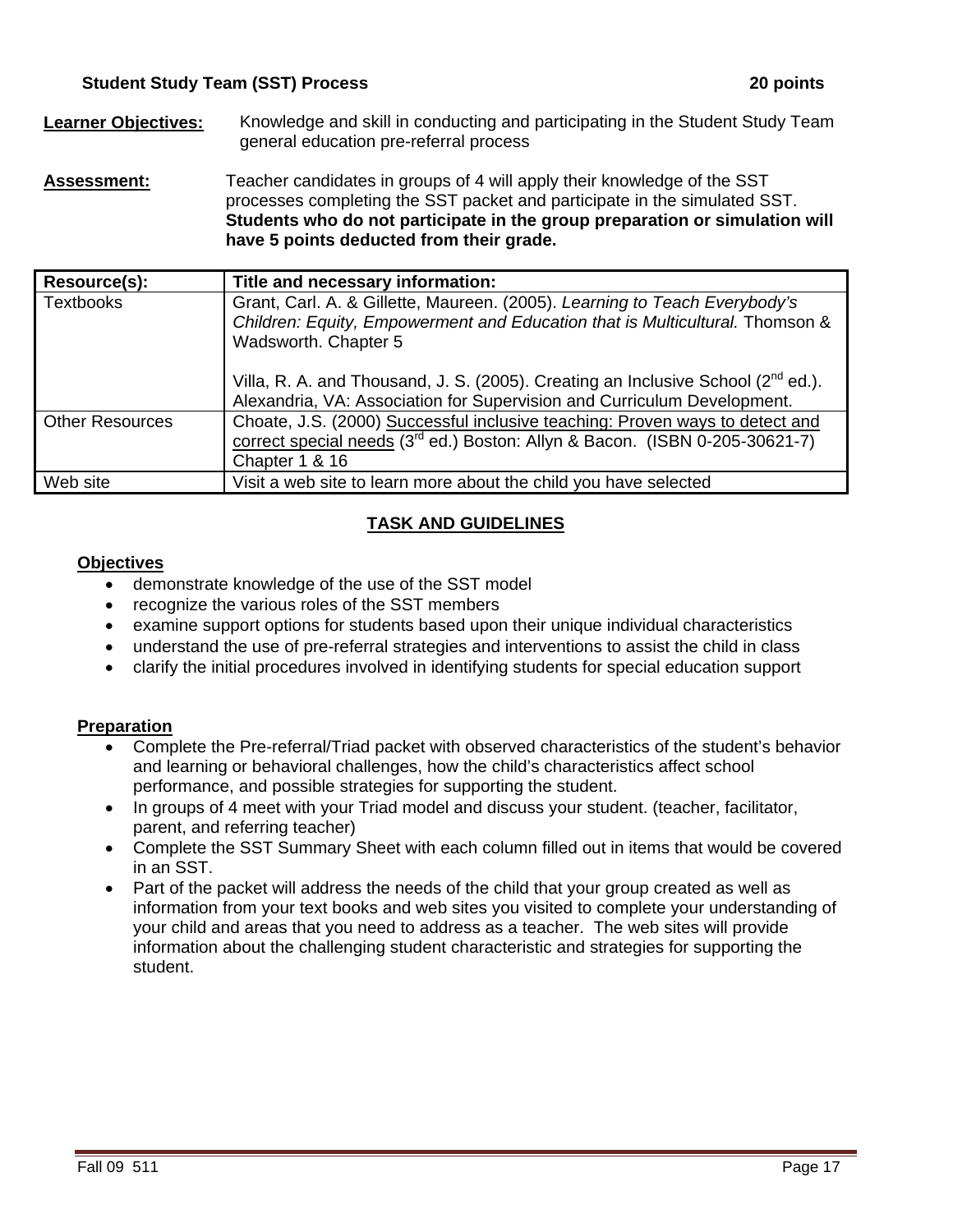**Student Study Team (SST) Process** **20 points**

**Learner Objectives:** Knowledge and skill in conducting and participating in the Student Study Team general education pre-referral process

**Assessment:** Teacher candidates in groups of 4 will apply their knowledge of the SST processes completing the SST packet and participate in the simulated SST. **Students who do not participate in the group preparation or simulation will have 5 points deducted from their grade.**

| Resource(s): | Title and necessary information: |
|---|---|
| Textbooks | Grant, Carl. A. & Gillette, Maureen. (2005). *Learning to Teach Everybody's Children: Equity, Empowerment and Education that is Multicultural.* Thomson & Wadsworth. Chapter 5<br><br>Villa, R. A. and Thousand, J. S. (2005). Creating an Inclusive School (2nd ed.). Alexandria, VA: Association for Supervision and Curriculum Development. |
| Other Resources | Choate, J.S. (2000) Successful inclusive teaching: Proven ways to detect and correct special needs (3rd ed.) Boston: Allyn & Bacon. (ISBN 0-205-30621-7) Chapter 1 & 16 |
| Web site | Visit a web site to learn more about the child you have selected |

## TASK AND GUIDELINES

### Objectives

- demonstrate knowledge of the use of the SST model
- recognize the various roles of the SST members
- examine support options for students based upon their unique individual characteristics
- understand the use of pre-referral strategies and interventions to assist the child in class
- clarify the initial procedures involved in identifying students for special education support

### Preparation

- Complete the Pre-referral/Triad packet with observed characteristics of the student's behavior and learning or behavioral challenges, how the child's characteristics affect school performance, and possible strategies for supporting the student.
- In groups of 4 meet with your Triad model and discuss your student. (teacher, facilitator, parent, and referring teacher)
- Complete the SST Summary Sheet with each column filled out in items that would be covered in an SST.
- Part of the packet will address the needs of the child that your group created as well as information from your text books and web sites you visited to complete your understanding of your child and areas that you need to address as a teacher. The web sites will provide information about the challenging student characteristic and strategies for supporting the student.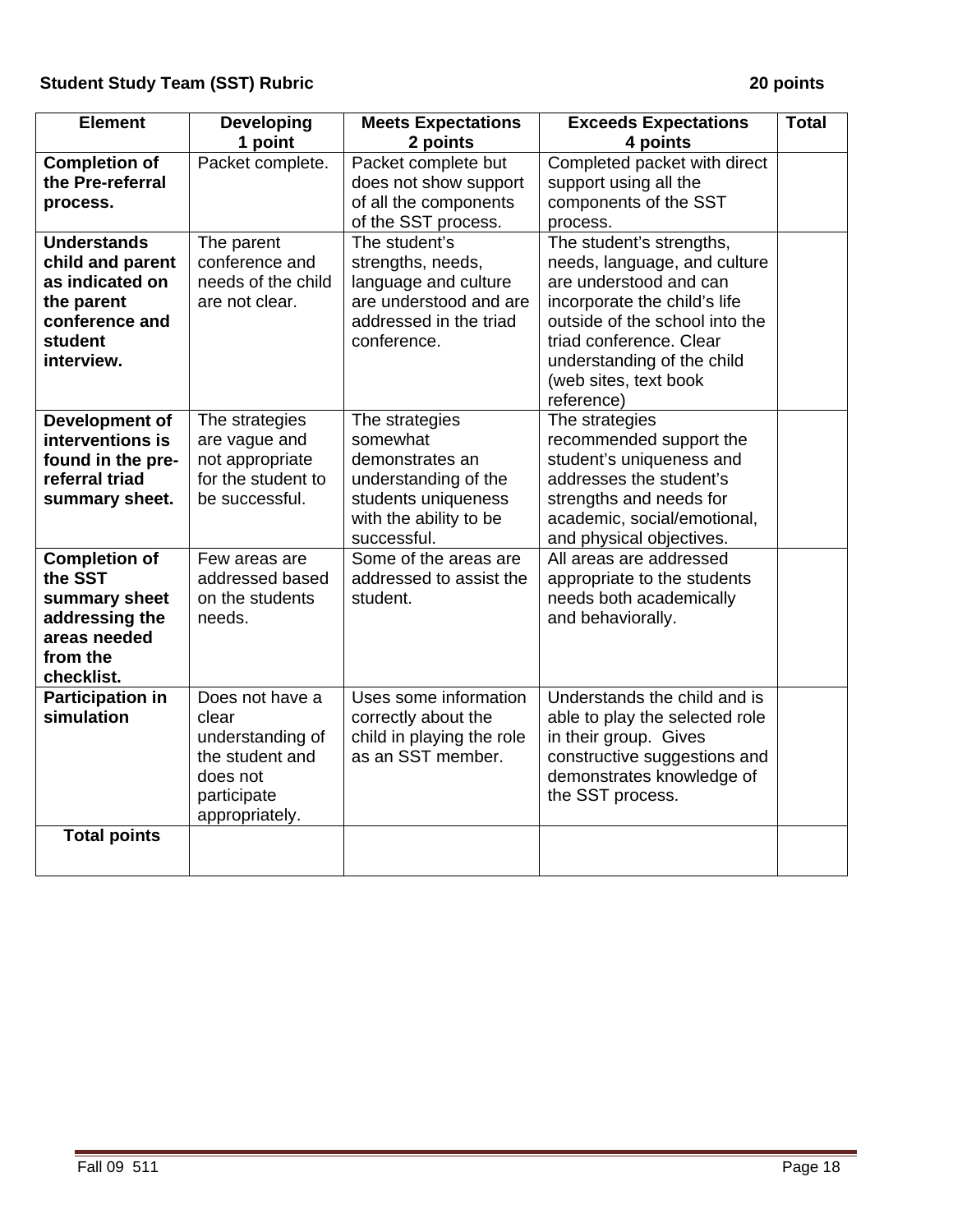**Student Study Team (SST) Rubric** **20 points**

| Element | Developing<br>1 point | Meets Expectations<br>2 points | Exceeds Expectations<br>4 points | Total |
|---|---|---|---|---|
| **Completion of the Pre-referral process.** | Packet complete. | Packet complete but does not show support of all the components of the SST process. | Completed packet with direct support using all the components of the SST process. | |
| **Understands child and parent as indicated on the parent conference and student interview.** | The parent conference and needs of the child are not clear. | The student's strengths, needs, language and culture are understood and are addressed in the triad conference. | The student's strengths, needs, language, and culture are understood and can incorporate the child's life outside of the school into the triad conference. Clear understanding of the child (web sites, text book reference) | |
| **Development of interventions is found in the pre-referral triad summary sheet.** | The strategies are vague and not appropriate for the student to be successful. | The strategies somewhat demonstrates an understanding of the students uniqueness with the ability to be successful. | The strategies recommended support the student's uniqueness and addresses the student's strengths and needs for academic, social/emotional, and physical objectives. | |
| **Completion of the SST summary sheet addressing the areas needed from the checklist.** | Few areas are addressed based on the students needs. | Some of the areas are addressed to assist the student. | All areas are addressed appropriate to the students needs both academically and behaviorally. | |
| **Participation in simulation** | Does not have a clear understanding of the student and does not participate appropriately. | Uses some information correctly about the child in playing the role as an SST member. | Understands the child and is able to play the selected role in their group. Gives constructive suggestions and demonstrates knowledge of the SST process. | |
| **Total points** | | | | |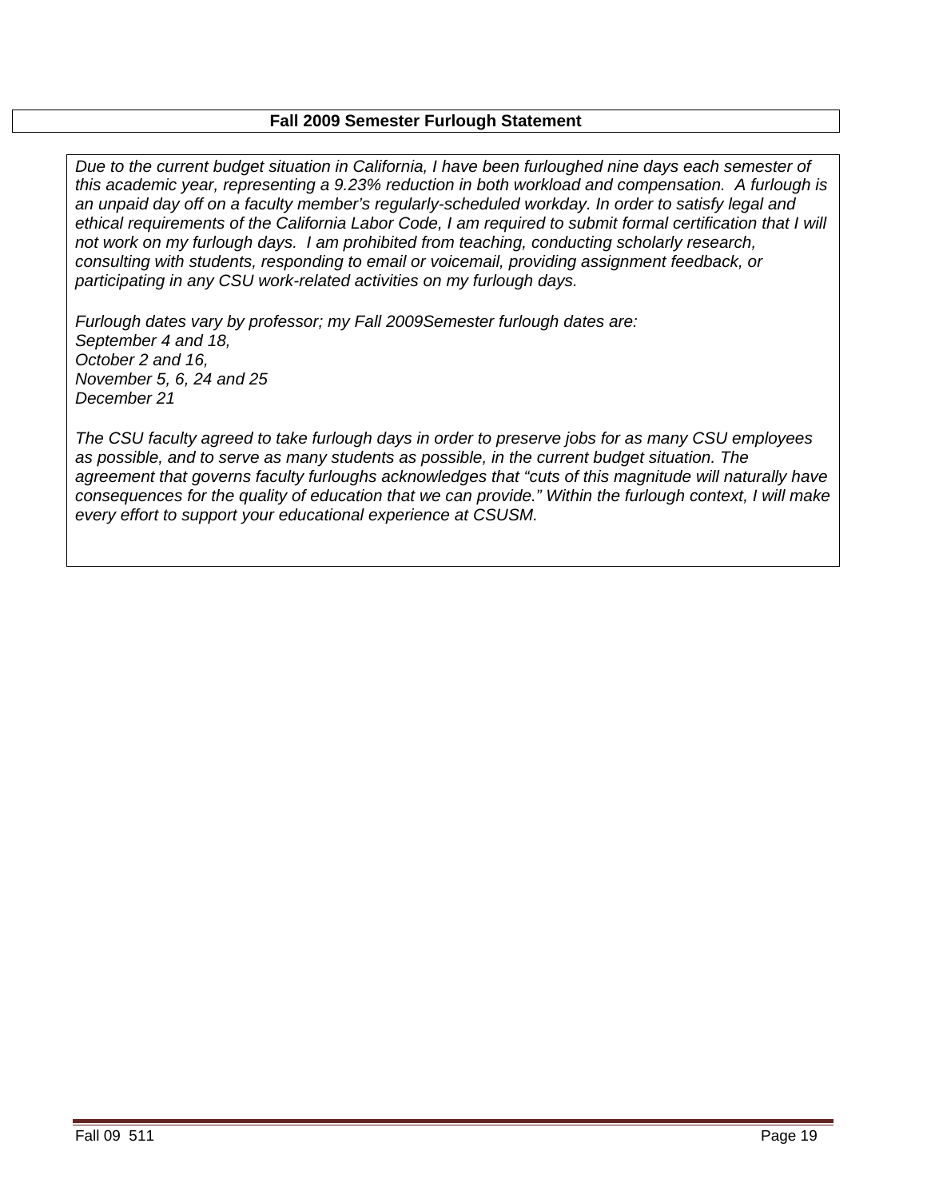## Fall 2009 Semester Furlough Statement

*Due to the current budget situation in California, I have been furloughed nine days each semester of this academic year, representing a 9.23% reduction in both workload and compensation. A furlough is an unpaid day off on a faculty member's regularly-scheduled workday. In order to satisfy legal and ethical requirements of the California Labor Code, I am required to submit formal certification that I will not work on my furlough days. I am prohibited from teaching, conducting scholarly research, consulting with students, responding to email or voicemail, providing assignment feedback, or participating in any CSU work-related activities on my furlough days.*

*Furlough dates vary by professor; my Fall 2009Semester furlough dates are:*
*September 4 and 18,*
*October 2 and 16,*
*November 5, 6, 24 and 25*
*December 21*

*The CSU faculty agreed to take furlough days in order to preserve jobs for as many CSU employees as possible, and to serve as many students as possible, in the current budget situation. The agreement that governs faculty furloughs acknowledges that "cuts of this magnitude will naturally have consequences for the quality of education that we can provide." Within the furlough context, I will make every effort to support your educational experience at CSUSM.*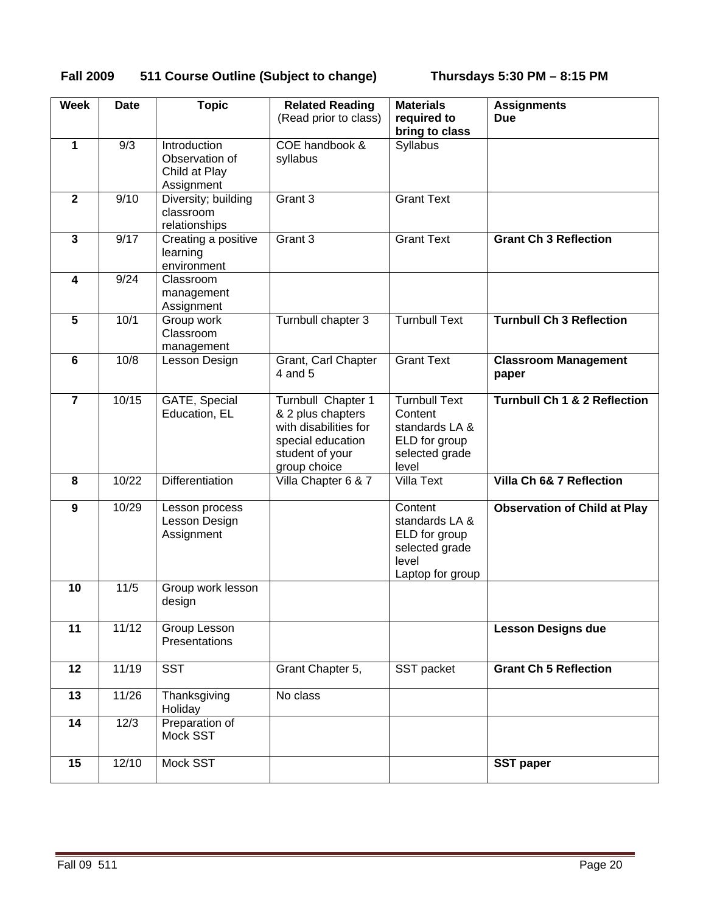**Fall 2009 511 Course Outline (Subject to change) Thursdays 5:30 PM – 8:15 PM**

| Week | Date | Topic | Related Reading (Read prior to class) | Materials required to bring to class | Assignments Due |
|---|---|---|---|---|---|
| 1 | 9/3 | Introduction Observation of Child at Play Assignment | COE handbook & syllabus | Syllabus | |
| 2 | 9/10 | Diversity; building classroom relationships | Grant 3 | Grant Text | |
| 3 | 9/17 | Creating a positive learning environment | Grant 3 | Grant Text | **Grant Ch 3 Reflection** |
| 4 | 9/24 | Classroom management Assignment | | | |
| 5 | 10/1 | Group work Classroom management | Turnbull chapter 3 | Turnbull Text | **Turnbull Ch 3 Reflection** |
| 6 | 10/8 | Lesson Design | Grant, Carl Chapter 4 and 5 | Grant Text | **Classroom Management paper** |
| 7 | 10/15 | GATE, Special Education, EL | Turnbull Chapter 1 & 2 plus chapters with disabilities for special education student of your group choice | Turnbull Text Content standards LA & ELD for group selected grade level | **Turnbull Ch 1 & 2 Reflection** |
| 8 | 10/22 | Differentiation | Villa Chapter 6 & 7 | Villa Text | **Villa Ch 6& 7 Reflection** |
| 9 | 10/29 | Lesson process Lesson Design Assignment | | Content standards LA & ELD for group selected grade level Laptop for group | **Observation of Child at Play** |
| 10 | 11/5 | Group work lesson design | | | |
| 11 | 11/12 | Group Lesson Presentations | | | **Lesson Designs due** |
| 12 | 11/19 | SST | Grant Chapter 5, | SST packet | **Grant Ch 5 Reflection** |
| 13 | 11/26 | Thanksgiving Holiday | No class | | |
| 14 | 12/3 | Preparation of Mock SST | | | |
| 15 | 12/10 | Mock SST | | | **SST paper** |